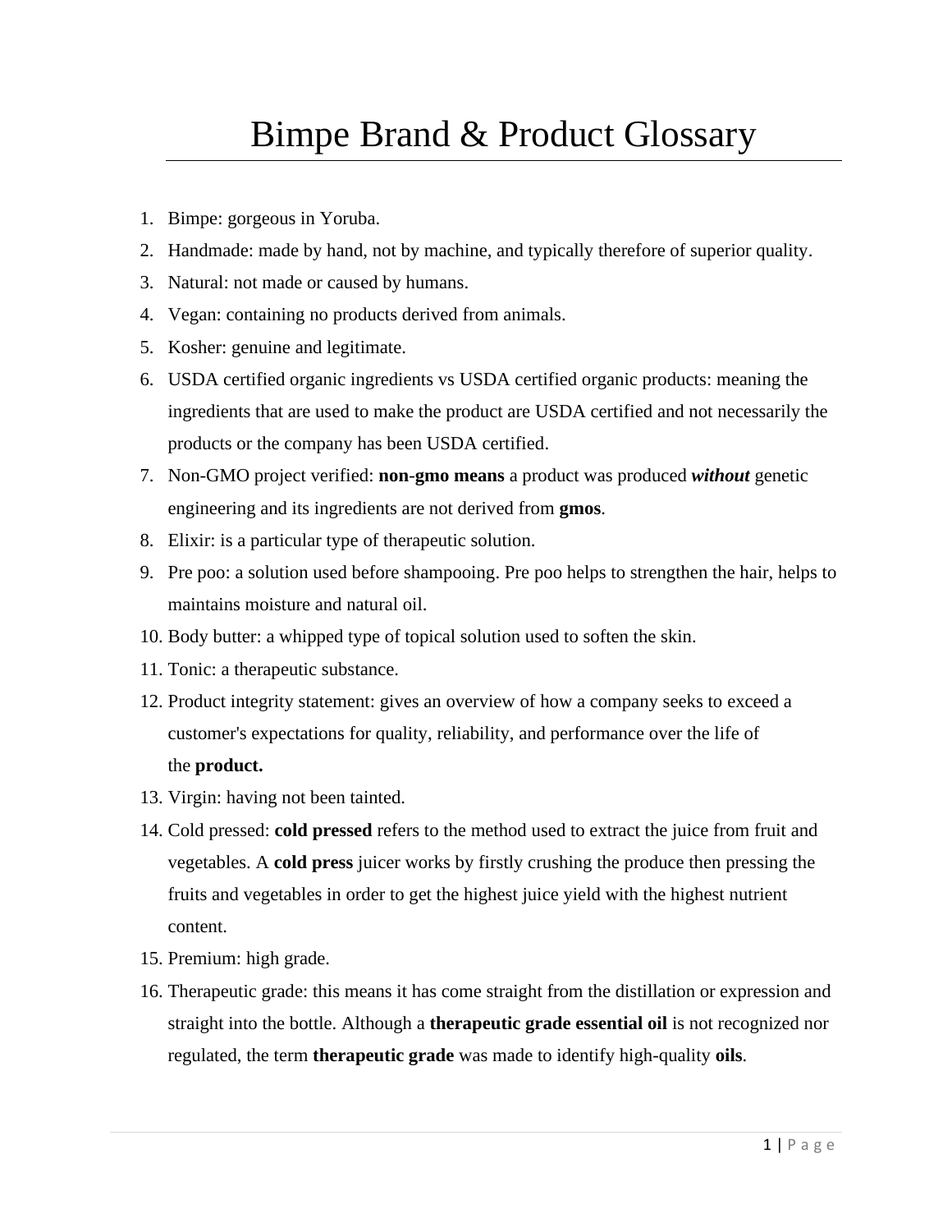# Bimpe Brand & Product Glossary

1. Bimpe: gorgeous in Yoruba.
2. Handmade: made by hand, not by machine, and typically therefore of superior quality.
3. Natural: not made or caused by humans.
4. Vegan: containing no products derived from animals.
5. Kosher: genuine and legitimate.
6. USDA certified organic ingredients vs USDA certified organic products: meaning the ingredients that are used to make the product are USDA certified and not necessarily the products or the company has been USDA certified.
7. Non-GMO project verified: **non-gmo means** a product was produced ***without*** genetic engineering and its ingredients are not derived from **gmos**.
8. Elixir: is a particular type of therapeutic solution.
9. Pre poo: a solution used before shampooing. Pre poo helps to strengthen the hair, helps to maintains moisture and natural oil.
10. Body butter: a whipped type of topical solution used to soften the skin.
11. Tonic: a therapeutic substance.
12. Product integrity statement: gives an overview of how a company seeks to exceed a customer's expectations for quality, reliability, and performance over the life of the **product.**
13. Virgin: having not been tainted.
14. Cold pressed: **cold pressed** refers to the method used to extract the juice from fruit and vegetables. A **cold press** juicer works by firstly crushing the produce then pressing the fruits and vegetables in order to get the highest juice yield with the highest nutrient content.
15. Premium: high grade.
16. Therapeutic grade: this means it has come straight from the distillation or expression and straight into the bottle. Although a **therapeutic grade essential oil** is not recognized nor regulated, the term **therapeutic grade** was made to identify high-quality **oils**.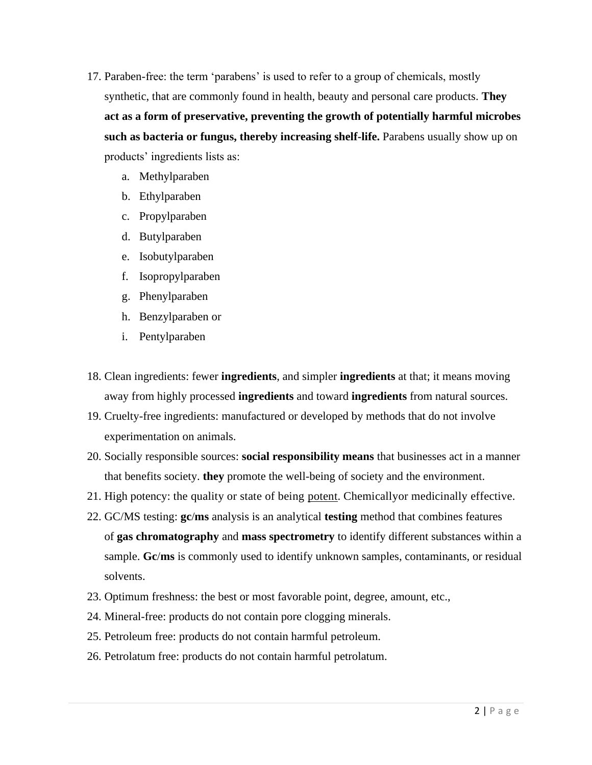17. Paraben-free: the term 'parabens' is used to refer to a group of chemicals, mostly synthetic, that are commonly found in health, beauty and personal care products. **They act as a form of preservative, preventing the growth of potentially harmful microbes such as bacteria or fungus, thereby increasing shelf-life.** Parabens usually show up on products' ingredients lists as:
    a. Methylparaben
    b. Ethylparaben
    c. Propylparaben
    d. Butylparaben
    e. Isobutylparaben
    f. Isopropylparaben
    g. Phenylparaben
    h. Benzylparaben or
    i. Pentylparaben

18. Clean ingredients: fewer **ingredients**, and simpler **ingredients** at that; it means moving away from highly processed **ingredients** and toward **ingredients** from natural sources.
19. Cruelty-free ingredients: manufactured or developed by methods that do not involve experimentation on animals.
20. Socially responsible sources: **social responsibility means** that businesses act in a manner that benefits society. **they** promote the well-being of society and the environment.
21. High potency: the quality or state of being <u>potent</u>. Chemicallyor medicinally effective.
22. GC/MS testing: **gc**/**ms** analysis is an analytical **testing** method that combines features of **gas chromatography** and **mass spectrometry** to identify different substances within a sample. **Gc**/**ms** is commonly used to identify unknown samples, contaminants, or residual solvents.
23. Optimum freshness: the best or most favorable point, degree, amount, etc.,
24. Mineral-free: products do not contain pore clogging minerals.
25. Petroleum free: products do not contain harmful petroleum.
26. Petrolatum free: products do not contain harmful petrolatum.